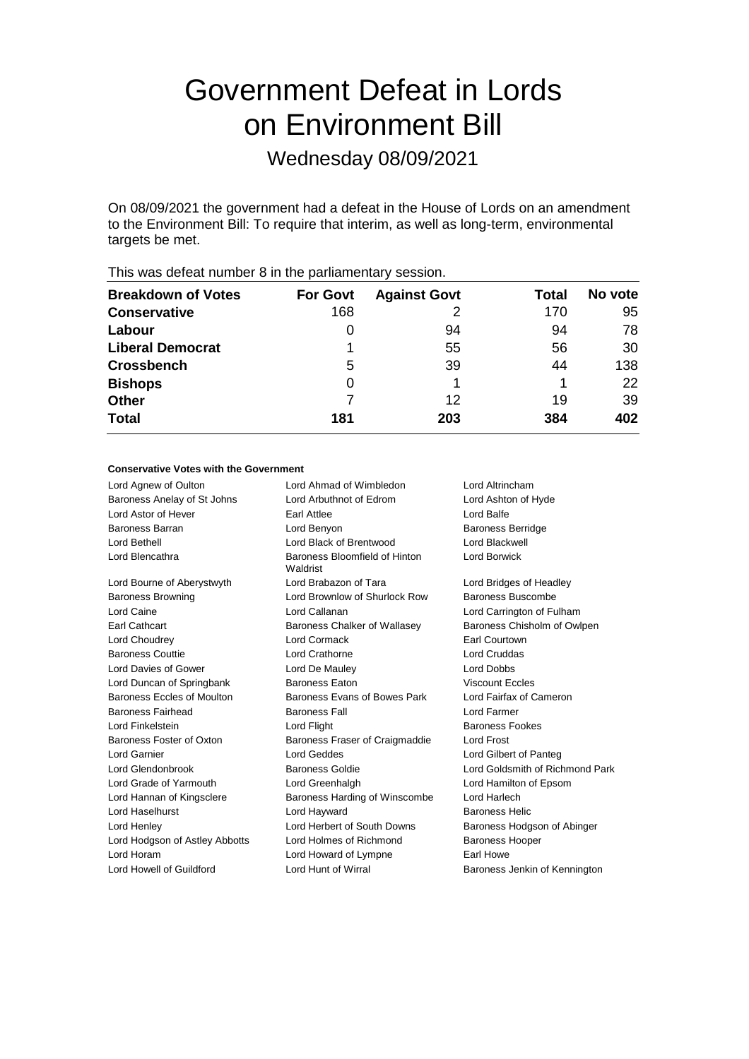# Government Defeat in Lords on Environment Bill

Wednesday 08/09/2021

On 08/09/2021 the government had a defeat in the House of Lords on an amendment to the Environment Bill: To require that interim, as well as long-term, environmental targets be met.

This was defeat number 8 in the parliamentary session.

| Breakdown of Votes | For Govt | Against Govt | Total | No vote |
|---|---|---|---|---|
| **Conservative** | 168 | 2 | 170 | 95 |
| **Labour** | 0 | 94 | 94 | 78 |
| **Liberal Democrat** | 1 | 55 | 56 | 30 |
| **Crossbench** | 5 | 39 | 44 | 138 |
| **Bishops** | 0 | 1 | 1 | 22 |
| **Other** | 7 | 12 | 19 | 39 |
| **Total** | **181** | **203** | **384** | **402** |

### Conservative Votes with the Government

| | | |
|---|---|---|
| Lord Agnew of Oulton | Lord Ahmad of Wimbledon | Lord Altrincham |
| Baroness Anelay of St Johns | Lord Arbuthnot of Edrom | Lord Ashton of Hyde |
| Lord Astor of Hever | Earl Attlee | Lord Balfe |
| Baroness Barran | Lord Benyon | Baroness Berridge |
| Lord Bethell | Lord Black of Brentwood | Lord Blackwell |
| Lord Blencathra | Baroness Bloomfield of Hinton Waldrist | Lord Borwick |
| Lord Bourne of Aberystwyth | Lord Brabazon of Tara | Lord Bridges of Headley |
| Baroness Browning | Lord Brownlow of Shurlock Row | Baroness Buscombe |
| Lord Caine | Lord Callanan | Lord Carrington of Fulham |
| Earl Cathcart | Baroness Chalker of Wallasey | Baroness Chisholm of Owlpen |
| Lord Choudrey | Lord Cormack | Earl Courtown |
| Baroness Couttie | Lord Crathorne | Lord Cruddas |
| Lord Davies of Gower | Lord De Mauley | Lord Dobbs |
| Lord Duncan of Springbank | Baroness Eaton | Viscount Eccles |
| Baroness Eccles of Moulton | Baroness Evans of Bowes Park | Lord Fairfax of Cameron |
| Baroness Fairhead | Baroness Fall | Lord Farmer |
| Lord Finkelstein | Lord Flight | Baroness Fookes |
| Baroness Foster of Oxton | Baroness Fraser of Craigmaddie | Lord Frost |
| Lord Garnier | Lord Geddes | Lord Gilbert of Panteg |
| Lord Glendonbrook | Baroness Goldie | Lord Goldsmith of Richmond Park |
| Lord Grade of Yarmouth | Lord Greenhalgh | Lord Hamilton of Epsom |
| Lord Hannan of Kingsclere | Baroness Harding of Winscombe | Lord Harlech |
| Lord Haselhurst | Lord Hayward | Baroness Helic |
| Lord Henley | Lord Herbert of South Downs | Baroness Hodgson of Abinger |
| Lord Hodgson of Astley Abbotts | Lord Holmes of Richmond | Baroness Hooper |
| Lord Horam | Lord Howard of Lympne | Earl Howe |
| Lord Howell of Guildford | Lord Hunt of Wirral | Baroness Jenkin of Kennington |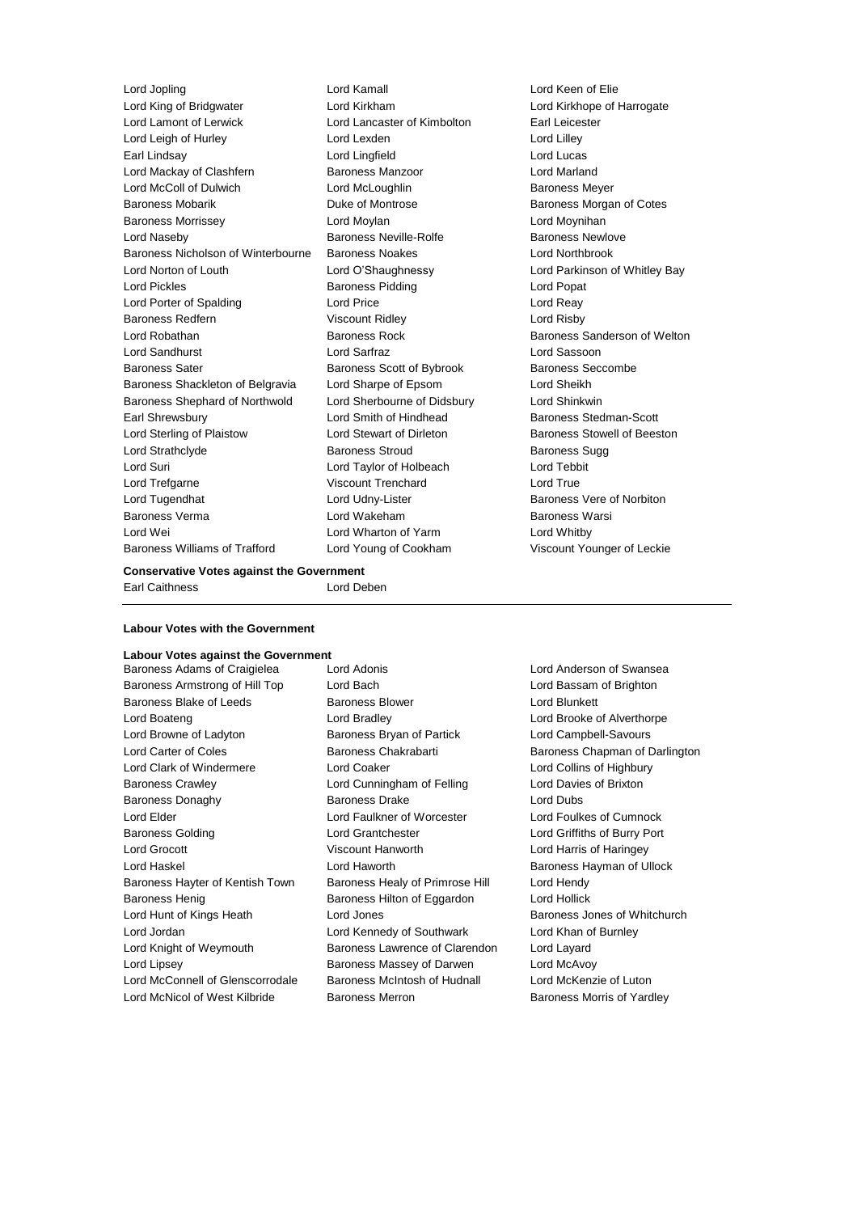Lord Jopling
Lord Kamall
Lord Keen of Elie
Lord King of Bridgwater
Lord Kirkham
Lord Kirkhope of Harrogate
Lord Lamont of Lerwick
Lord Lancaster of Kimbolton
Earl Leicester
Lord Leigh of Hurley
Lord Lexden
Lord Lilley
Earl Lindsay
Lord Lingfield
Lord Lucas
Lord Mackay of Clashfern
Baroness Manzoor
Lord Marland
Lord McColl of Dulwich
Lord McLoughlin
Baroness Meyer
Baroness Mobarik
Duke of Montrose
Baroness Morgan of Cotes
Baroness Morrissey
Lord Moylan
Lord Moynihan
Lord Naseby
Baroness Neville-Rolfe
Baroness Newlove
Baroness Nicholson of Winterbourne
Baroness Noakes
Lord Northbrook
Lord Norton of Louth
Lord O'Shaughnessy
Lord Parkinson of Whitley Bay
Lord Pickles
Baroness Pidding
Lord Popat
Lord Porter of Spalding
Lord Price
Lord Reay
Baroness Redfern
Viscount Ridley
Lord Risby
Lord Robathan
Baroness Rock
Baroness Sanderson of Welton
Lord Sandhurst
Lord Sarfraz
Lord Sassoon
Baroness Sater
Baroness Scott of Bybrook
Baroness Seccombe
Baroness Shackleton of Belgravia
Lord Sharpe of Epsom
Lord Sheikh
Baroness Shephard of Northwold
Lord Sherbourne of Didsbury
Lord Shinkwin
Earl Shrewsbury
Lord Smith of Hindhead
Baroness Stedman-Scott
Lord Sterling of Plaistow
Lord Stewart of Dirleton
Baroness Stowell of Beeston
Lord Strathclyde
Baroness Stroud
Baroness Sugg
Lord Suri
Lord Taylor of Holbeach
Lord Tebbit
Lord Trefgarne
Viscount Trenchard
Lord True
Lord Tugendhat
Lord Udny-Lister
Baroness Vere of Norbiton
Baroness Verma
Lord Wakeham
Baroness Warsi
Lord Wei
Lord Wharton of Yarm
Lord Whitby
Baroness Williams of Trafford
Lord Young of Cookham
Viscount Younger of Leckie

**Conservative Votes against the Government**

Earl Caithness
Lord Deben

**Labour Votes with the Government**

**Labour Votes against the Government**

Baroness Adams of Craigielea
Lord Adonis
Lord Anderson of Swansea
Baroness Armstrong of Hill Top
Lord Bach
Lord Bassam of Brighton
Baroness Blake of Leeds
Baroness Blower
Lord Blunkett
Lord Boateng
Lord Bradley
Lord Brooke of Alverthorpe
Lord Browne of Ladyton
Baroness Bryan of Partick
Lord Campbell-Savours
Lord Carter of Coles
Baroness Chakrabarti
Baroness Chapman of Darlington
Lord Clark of Windermere
Lord Coaker
Lord Collins of Highbury
Baroness Crawley
Lord Cunningham of Felling
Lord Davies of Brixton
Baroness Donaghy
Baroness Drake
Lord Dubs
Lord Elder
Lord Faulkner of Worcester
Lord Foulkes of Cumnock
Baroness Golding
Lord Grantchester
Lord Griffiths of Burry Port
Lord Grocott
Viscount Hanworth
Lord Harris of Haringey
Lord Haskel
Lord Haworth
Baroness Hayman of Ullock
Baroness Hayter of Kentish Town
Baroness Healy of Primrose Hill
Lord Hendy
Baroness Henig
Baroness Hilton of Eggardon
Lord Hollick
Lord Hunt of Kings Heath
Lord Jones
Baroness Jones of Whitchurch
Lord Jordan
Lord Kennedy of Southwark
Lord Khan of Burnley
Lord Knight of Weymouth
Baroness Lawrence of Clarendon
Lord Layard
Lord Lipsey
Baroness Massey of Darwen
Lord McAvoy
Lord McConnell of Glenscorrodale
Baroness McIntosh of Hudnall
Lord McKenzie of Luton
Lord McNicol of West Kilbride
Baroness Merron
Baroness Morris of Yardley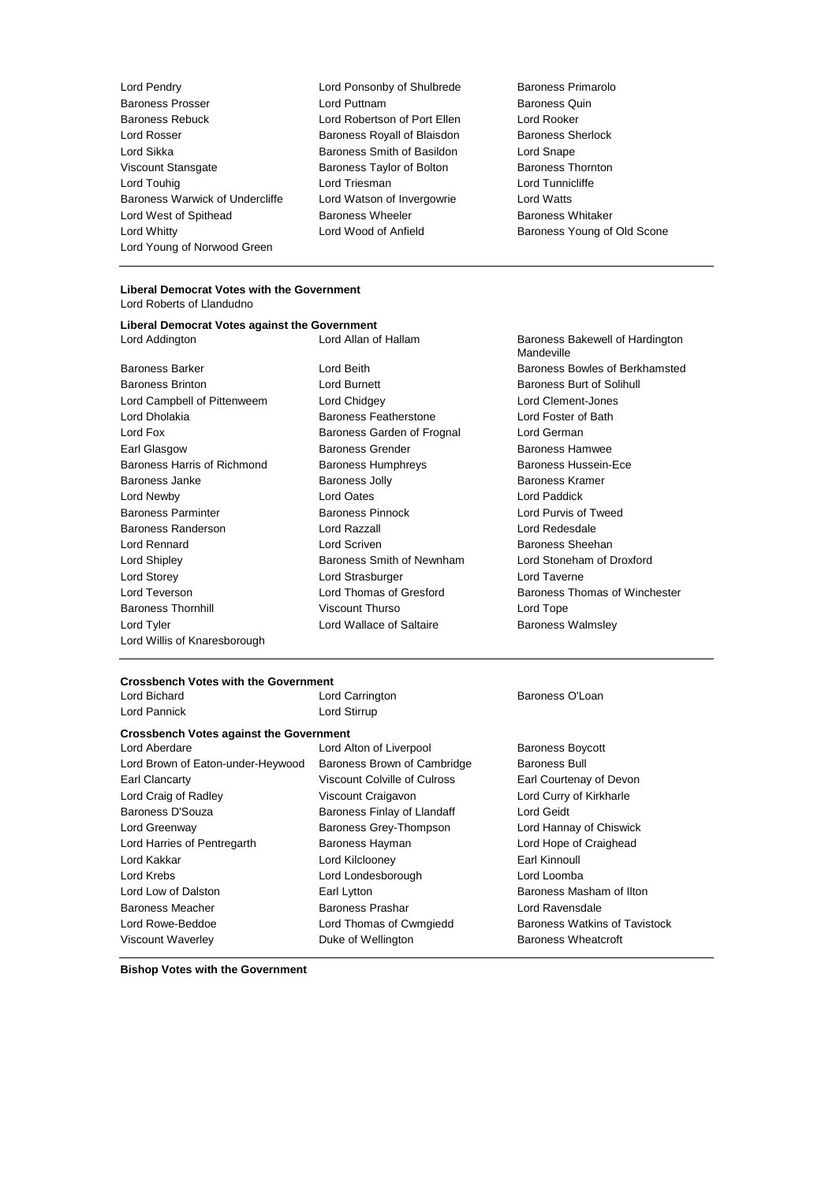Lord Pendry
Lord Ponsonby of Shulbrede
Baroness Primarolo
Baroness Prosser
Lord Puttnam
Baroness Quin
Baroness Rebuck
Lord Robertson of Port Ellen
Lord Rooker
Lord Rosser
Baroness Royall of Blaisdon
Baroness Sherlock
Lord Sikka
Baroness Smith of Basildon
Lord Snape
Viscount Stansgate
Baroness Taylor of Bolton
Baroness Thornton
Lord Touhig
Lord Triesman
Lord Tunnicliffe
Baroness Warwick of Undercliffe
Lord Watson of Invergowrie
Lord Watts
Lord West of Spithead
Baroness Wheeler
Baroness Whitaker
Lord Whitty
Lord Wood of Anfield
Baroness Young of Old Scone
Lord Young of Norwood Green

**Liberal Democrat Votes with the Government**

Lord Roberts of Llandudno

**Liberal Democrat Votes against the Government**

Lord Addington
Lord Allan of Hallam
Baroness Bakewell of Hardington Mandeville
Baroness Barker
Lord Beith
Baroness Bowles of Berkhamsted
Baroness Brinton
Lord Burnett
Baroness Burt of Solihull
Lord Campbell of Pittenweem
Lord Chidgey
Lord Clement-Jones
Lord Dholakia
Baroness Featherstone
Lord Foster of Bath
Lord Fox
Baroness Garden of Frognal
Lord German
Earl Glasgow
Baroness Grender
Baroness Hamwee
Baroness Harris of Richmond
Baroness Humphreys
Baroness Hussein-Ece
Baroness Janke
Baroness Jolly
Baroness Kramer
Lord Newby
Lord Oates
Lord Paddick
Baroness Parminter
Baroness Pinnock
Lord Purvis of Tweed
Baroness Randerson
Lord Razzall
Lord Redesdale
Lord Rennard
Lord Scriven
Baroness Sheehan
Lord Shipley
Baroness Smith of Newnham
Lord Stoneham of Droxford
Lord Storey
Lord Strasburger
Lord Taverne
Lord Teverson
Lord Thomas of Gresford
Baroness Thomas of Winchester
Baroness Thornhill
Viscount Thurso
Lord Tope
Lord Tyler
Lord Wallace of Saltaire
Baroness Walmsley
Lord Willis of Knaresborough

**Crossbench Votes with the Government**

Lord Bichard
Lord Carrington
Baroness O'Loan
Lord Pannick
Lord Stirrup

**Crossbench Votes against the Government**

Lord Aberdare
Lord Alton of Liverpool
Baroness Boycott
Lord Brown of Eaton-under-Heywood
Baroness Brown of Cambridge
Baroness Bull
Earl Clancarty
Viscount Colville of Culross
Earl Courtenay of Devon
Lord Craig of Radley
Viscount Craigavon
Lord Curry of Kirkharle
Baroness D'Souza
Baroness Finlay of Llandaff
Lord Geidt
Lord Greenway
Baroness Grey-Thompson
Lord Hannay of Chiswick
Lord Harries of Pentregarth
Baroness Hayman
Lord Hope of Craighead
Lord Kakkar
Lord Kilclooney
Earl Kinnoull
Lord Krebs
Lord Londesborough
Lord Loomba
Lord Low of Dalston
Earl Lytton
Baroness Masham of Ilton
Baroness Meacher
Baroness Prashar
Lord Ravensdale
Lord Rowe-Beddoe
Lord Thomas of Cwmgiedd
Baroness Watkins of Tavistock
Viscount Waverley
Duke of Wellington
Baroness Wheatcroft

**Bishop Votes with the Government**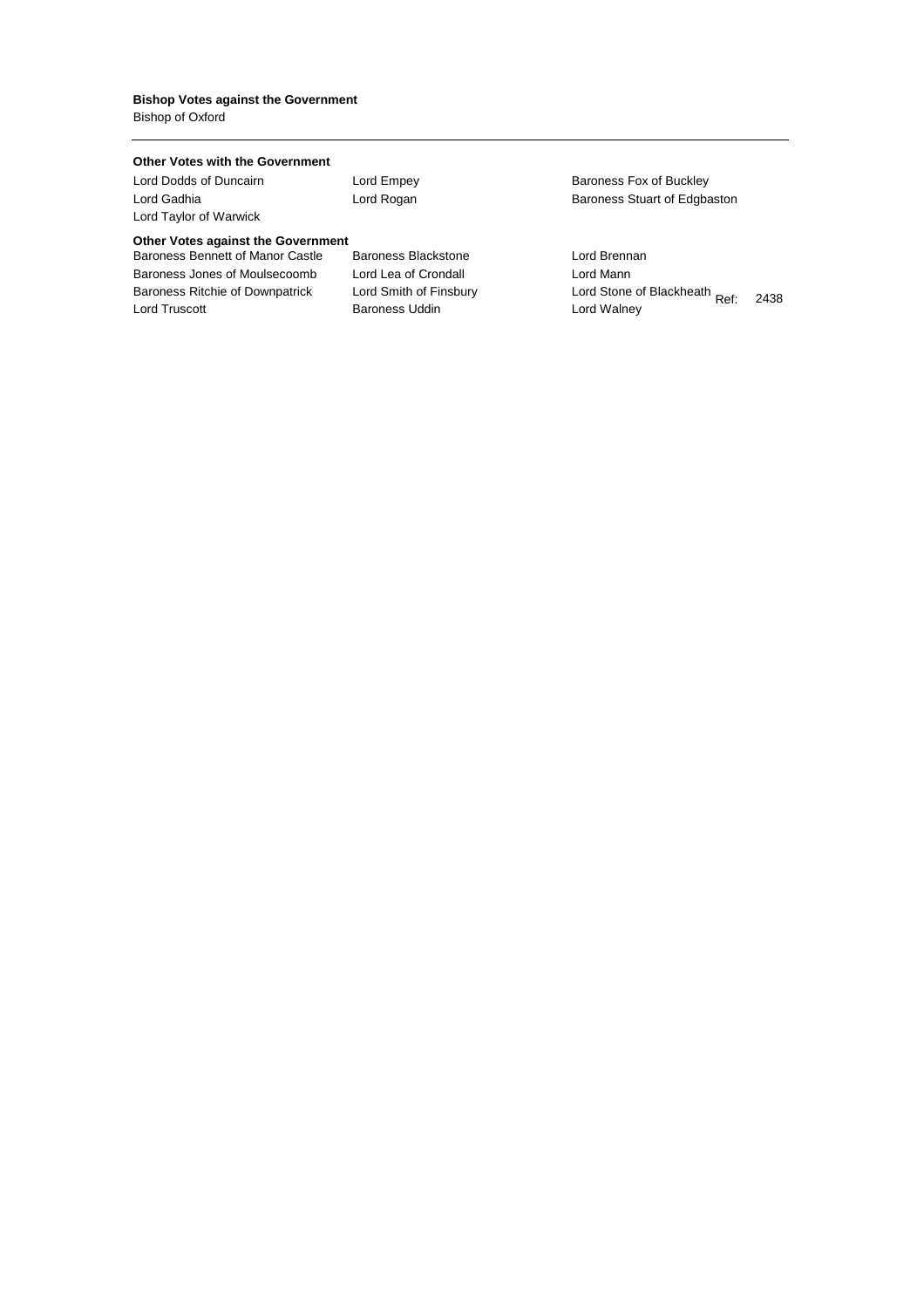**Bishop Votes against the Government**

Bishop of Oxford

---

**Other Votes with the Government**

| | | |
|---|---|---|
| Lord Dodds of Duncairn | Lord Empey | Baroness Fox of Buckley |
| Lord Gadhia | Lord Rogan | Baroness Stuart of Edgbaston |
| Lord Taylor of Warwick | | |

**Other Votes against the Government**

| | | |
|---|---|---|
| Baroness Bennett of Manor Castle | Baroness Blackstone | Lord Brennan |
| Baroness Jones of Moulsecoomb | Lord Lea of Crondall | Lord Mann |
| Baroness Ritchie of Downpatrick | Lord Smith of Finsbury | Lord Stone of Blackheath |
| Lord Truscott | Baroness Uddin | Lord Walney |

Ref: 2438